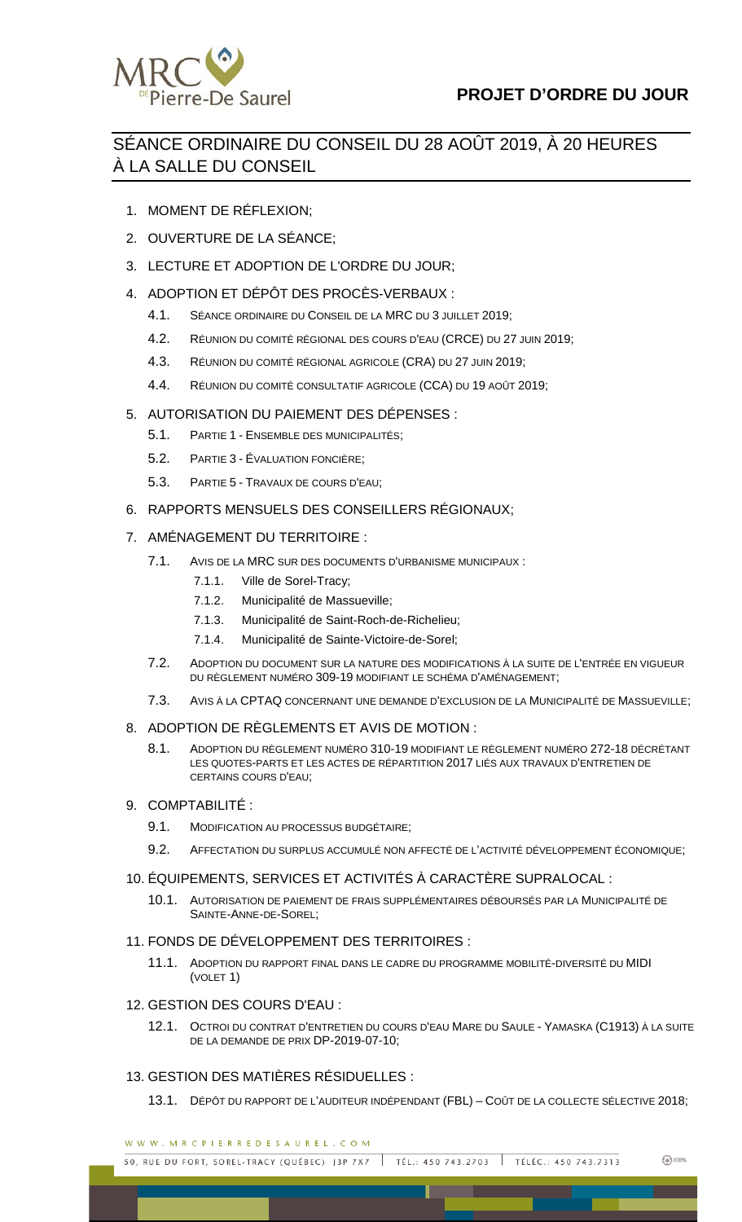MRC Pierre-De Saurel

# PROJET D'ORDRE DU JOUR

## SÉANCE ORDINAIRE DU CONSEIL DU 28 AOÛT 2019, À 20 HEURES À LA SALLE DU CONSEIL

1. MOMENT DE RÉFLEXION;
2. OUVERTURE DE LA SÉANCE;
3. LECTURE ET ADOPTION DE L'ORDRE DU JOUR;
4. ADOPTION ET DÉPÔT DES PROCÈS-VERBAUX :
   - 4.1. SÉANCE ORDINAIRE DU CONSEIL DE LA MRC DU 3 JUILLET 2019;
   - 4.2. RÉUNION DU COMITÉ RÉGIONAL DES COURS D'EAU (CRCE) DU 27 JUIN 2019;
   - 4.3. RÉUNION DU COMITÉ RÉGIONAL AGRICOLE (CRA) DU 27 JUIN 2019;
   - 4.4. RÉUNION DU COMITÉ CONSULTATIF AGRICOLE (CCA) DU 19 AOÛT 2019;
5. AUTORISATION DU PAIEMENT DES DÉPENSES :
   - 5.1. PARTIE 1 - ENSEMBLE DES MUNICIPALITÉS;
   - 5.2. PARTIE 3 - ÉVALUATION FONCIÈRE;
   - 5.3. PARTIE 5 - TRAVAUX DE COURS D'EAU;
6. RAPPORTS MENSUELS DES CONSEILLERS RÉGIONAUX;
7. AMÉNAGEMENT DU TERRITOIRE :
   - 7.1. AVIS DE LA MRC SUR DES DOCUMENTS D'URBANISME MUNICIPAUX :
     - 7.1.1. Ville de Sorel-Tracy;
     - 7.1.2. Municipalité de Massueville;
     - 7.1.3. Municipalité de Saint-Roch-de-Richelieu;
     - 7.1.4. Municipalité de Sainte-Victoire-de-Sorel;
   - 7.2. ADOPTION DU DOCUMENT SUR LA NATURE DES MODIFICATIONS À LA SUITE DE L'ENTRÉE EN VIGUEUR DU RÈGLEMENT NUMÉRO 309-19 MODIFIANT LE SCHÉMA D'AMÉNAGEMENT;
   - 7.3. AVIS À LA CPTAQ CONCERNANT UNE DEMANDE D'EXCLUSION DE LA MUNICIPALITÉ DE MASSUEVILLE;
8. ADOPTION DE RÈGLEMENTS ET AVIS DE MOTION :
   - 8.1. ADOPTION DU RÈGLEMENT NUMÉRO 310-19 MODIFIANT LE RÈGLEMENT NUMÉRO 272-18 DÉCRÉTANT LES QUOTES-PARTS ET LES ACTES DE RÉPARTITION 2017 LIÉS AUX TRAVAUX D'ENTRETIEN DE CERTAINS COURS D'EAU;
9. COMPTABILITÉ :
   - 9.1. MODIFICATION AU PROCESSUS BUDGÉTAIRE;
   - 9.2. AFFECTATION DU SURPLUS ACCUMULÉ NON AFFECTÉ DE L'ACTIVITÉ DÉVELOPPEMENT ÉCONOMIQUE;
10. ÉQUIPEMENTS, SERVICES ET ACTIVITÉS À CARACTÈRE SUPRALOCAL :
    - 10.1. AUTORISATION DE PAIEMENT DE FRAIS SUPPLÉMENTAIRES DÉBOURSÉS PAR LA MUNICIPALITÉ DE SAINTE-ANNE-DE-SOREL;
11. FONDS DE DÉVELOPPEMENT DES TERRITOIRES :
    - 11.1. ADOPTION DU RAPPORT FINAL DANS LE CADRE DU PROGRAMME MOBILITÉ-DIVERSITÉ DU MIDI (VOLET 1)
12. GESTION DES COURS D'EAU :
    - 12.1. OCTROI DU CONTRAT D'ENTRETIEN DU COURS D'EAU MARE DU SAULE - YAMASKA (C1913) À LA SUITE DE LA DEMANDE DE PRIX DP-2019-07-10;
13. GESTION DES MATIÈRES RÉSIDUELLES :
    - 13.1. DÉPÔT DU RAPPORT DE L'AUDITEUR INDÉPENDANT (FBL) – COÛT DE LA COLLECTE SÉLECTIVE 2018;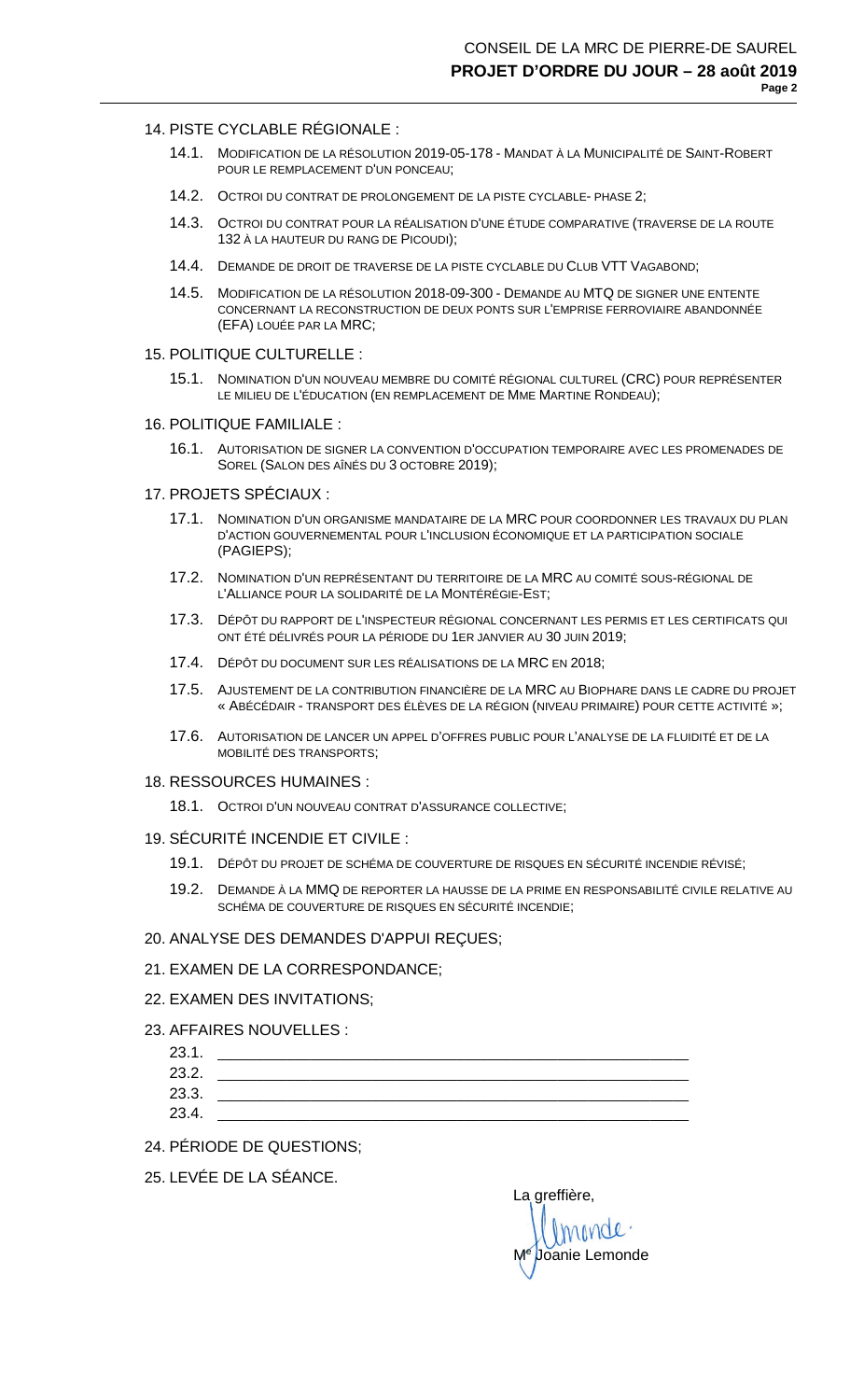14. PISTE CYCLABLE RÉGIONALE :

    14.1. MODIFICATION DE LA RÉSOLUTION 2019-05-178 - MANDAT À LA MUNICIPALITÉ DE SAINT-ROBERT POUR LE REMPLACEMENT D'UN PONCEAU;

    14.2. OCTROI DU CONTRAT DE PROLONGEMENT DE LA PISTE CYCLABLE- PHASE 2;

    14.3. OCTROI DU CONTRAT POUR LA RÉALISATION D'UNE ÉTUDE COMPARATIVE (TRAVERSE DE LA ROUTE 132 À LA HAUTEUR DU RANG DE PICOUDI);

    14.4. DEMANDE DE DROIT DE TRAVERSE DE LA PISTE CYCLABLE DU CLUB VTT VAGABOND;

    14.5. MODIFICATION DE LA RÉSOLUTION 2018-09-300 - DEMANDE AU MTQ DE SIGNER UNE ENTENTE CONCERNANT LA RECONSTRUCTION DE DEUX PONTS SUR L'EMPRISE FERROVIAIRE ABANDONNÉE (EFA) LOUÉE PAR LA MRC;

15. POLITIQUE CULTURELLE :

    15.1. NOMINATION D'UN NOUVEAU MEMBRE DU COMITÉ RÉGIONAL CULTUREL (CRC) POUR REPRÉSENTER LE MILIEU DE L'ÉDUCATION (EN REMPLACEMENT DE MME MARTINE RONDEAU);

16. POLITIQUE FAMILIALE :

    16.1. AUTORISATION DE SIGNER LA CONVENTION D'OCCUPATION TEMPORAIRE AVEC LES PROMENADES DE SOREL (SALON DES AÎNÉS DU 3 OCTOBRE 2019);

17. PROJETS SPÉCIAUX :

    17.1. NOMINATION D'UN ORGANISME MANDATAIRE DE LA MRC POUR COORDONNER LES TRAVAUX DU PLAN D'ACTION GOUVERNEMENTAL POUR L'INCLUSION ÉCONOMIQUE ET LA PARTICIPATION SOCIALE (PAGIEPS);

    17.2. NOMINATION D'UN REPRÉSENTANT DU TERRITOIRE DE LA MRC AU COMITÉ SOUS-RÉGIONAL DE L'ALLIANCE POUR LA SOLIDARITÉ DE LA MONTÉRÉGIE-EST;

    17.3. DÉPÔT DU RAPPORT DE L'INSPECTEUR RÉGIONAL CONCERNANT LES PERMIS ET LES CERTIFICATS QUI ONT ÉTÉ DÉLIVRÉS POUR LA PÉRIODE DU 1ER JANVIER AU 30 JUIN 2019;

    17.4. DÉPÔT DU DOCUMENT SUR LES RÉALISATIONS DE LA MRC EN 2018;

    17.5. AJUSTEMENT DE LA CONTRIBUTION FINANCIÈRE DE LA MRC AU BIOPHARE DANS LE CADRE DU PROJET « ABÉCÉDAIR - TRANSPORT DES ÉLÈVES DE LA RÉGION (NIVEAU PRIMAIRE) POUR CETTE ACTIVITÉ »;

    17.6. AUTORISATION DE LANCER UN APPEL D'OFFRES PUBLIC POUR L'ANALYSE DE LA FLUIDITÉ ET DE LA MOBILITÉ DES TRANSPORTS;

18. RESSOURCES HUMAINES :

    18.1. OCTROI D'UN NOUVEAU CONTRAT D'ASSURANCE COLLECTIVE;

19. SÉCURITÉ INCENDIE ET CIVILE :

    19.1. DÉPÔT DU PROJET DE SCHÉMA DE COUVERTURE DE RISQUES EN SÉCURITÉ INCENDIE RÉVISÉ;

    19.2. DEMANDE À LA MMQ DE REPORTER LA HAUSSE DE LA PRIME EN RESPONSABILITÉ CIVILE RELATIVE AU SCHÉMA DE COUVERTURE DE RISQUES EN SÉCURITÉ INCENDIE;

20. ANALYSE DES DEMANDES D'APPUI REÇUES;

21. EXAMEN DE LA CORRESPONDANCE;

22. EXAMEN DES INVITATIONS;

23. AFFAIRES NOUVELLES :

    23.1. ______________________________

    23.2. ______________________________

    23.3. ______________________________

    23.4. ______________________________

24. PÉRIODE DE QUESTIONS;

25. LEVÉE DE LA SÉANCE.

La greffière,

Lemonde

Me Joanie Lemonde